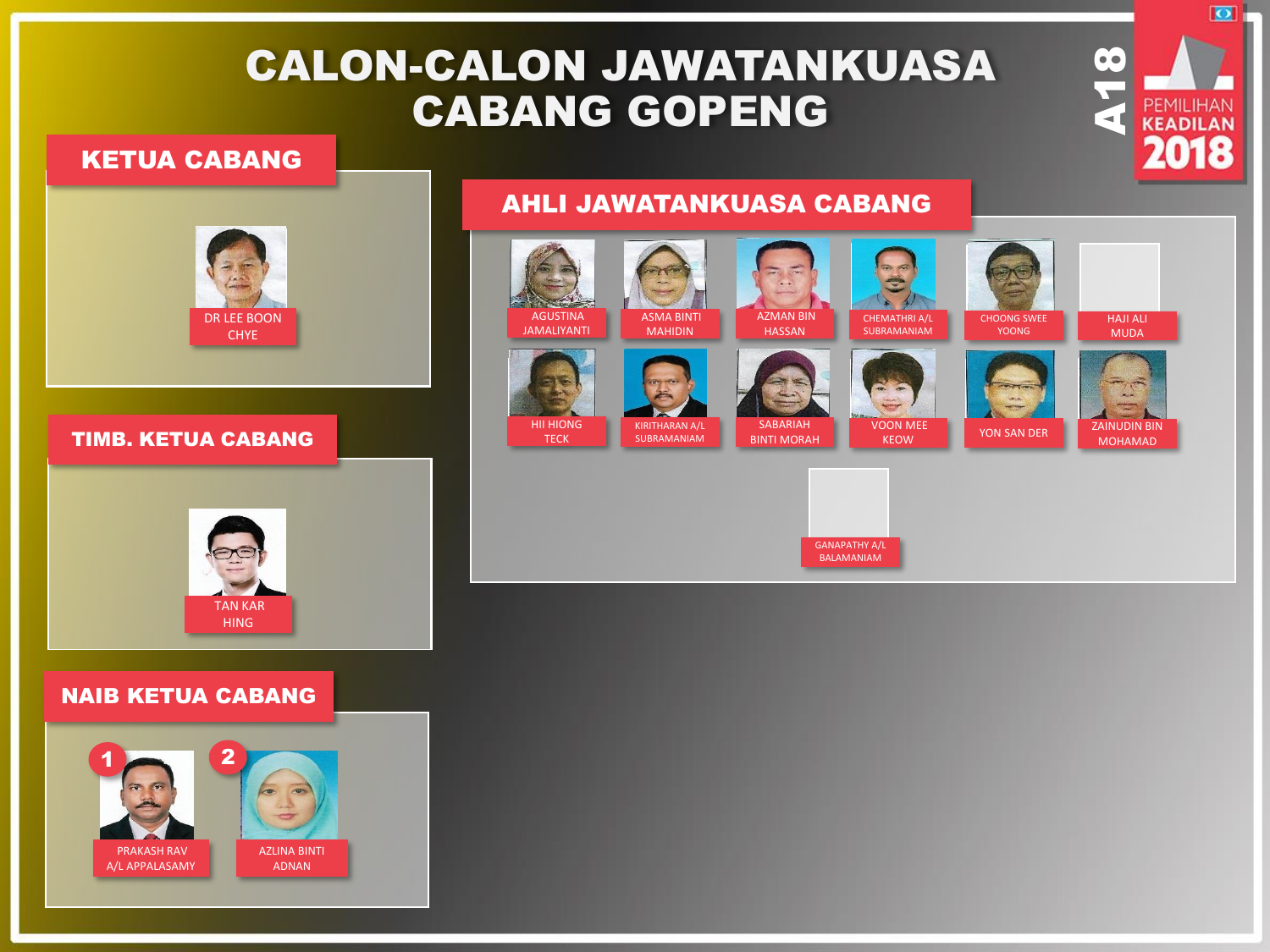# CALON-CALON JAWATANKUASA CABANG GOPENG

A18 PEMILIHAN KEADILAN 2018

## KETUA CABANG

DR LEE BOON CHYE

## TIMB. KETUA CABANG

TAN KAR HING

## NAIB KETUA CABANG

1. PRAKASH RAV A/L APPALASAMY
2. AZLINA BINTI ADNAN

## AHLI JAWATANKUASA CABANG

- AGUSTINA JAMALIYANTI
- ASMA BINTI MAHIDIN
- AZMAN BIN HASSAN
- CHEMATHRI A/L SUBRAMANIAM
- CHOONG SWEE YOONG
- HAJI ALI MUDA
- HII HIONG TECK
- KIRITHARAN A/L SUBRAMANIAM
- SABARIAH BINTI MORAH
- VOON MEE KEOW
- YON SAN DER
- ZAINUDIN BIN MOHAMAD
- GANAPATHY A/L BALAMANIAM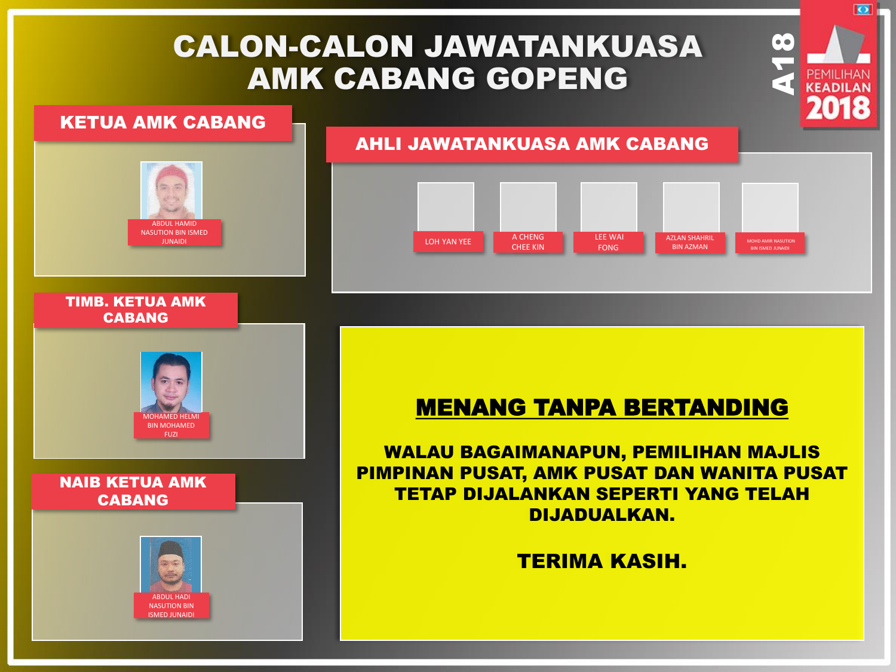# CALON-CALON JAWATANKUASA AMK CABANG GOPENG

A18

PEMILIHAN KEADILAN 2018

## KETUA AMK CABANG

ABDUL HAMID NASUTION BIN ISMED JUNAIDI

## TIMB. KETUA AMK CABANG

MOHAMED HELMI BIN MOHAMED FUZI

## NAIB KETUA AMK CABANG

ABDUL HADI NASUTION BIN ISMED JUNAIDI

## AHLI JAWATANKUASA AMK CABANG

- LOH YAN YEE
- A CHENG CHEE KIN
- LEE WAI FONG
- AZLAN SHAHRIL BIN AZMAN
- MOHD AMIR NASUTION BIN ISMED JUNAIDI

**MENANG TANPA BERTANDING**

**WALAU BAGAIMANAPUN, PEMILIHAN MAJLIS PIMPINAN PUSAT, AMK PUSAT DAN WANITA PUSAT TETAP DIJALANKAN SEPERTI YANG TELAH DIJADUALKAN.**

**TERIMA KASIH.**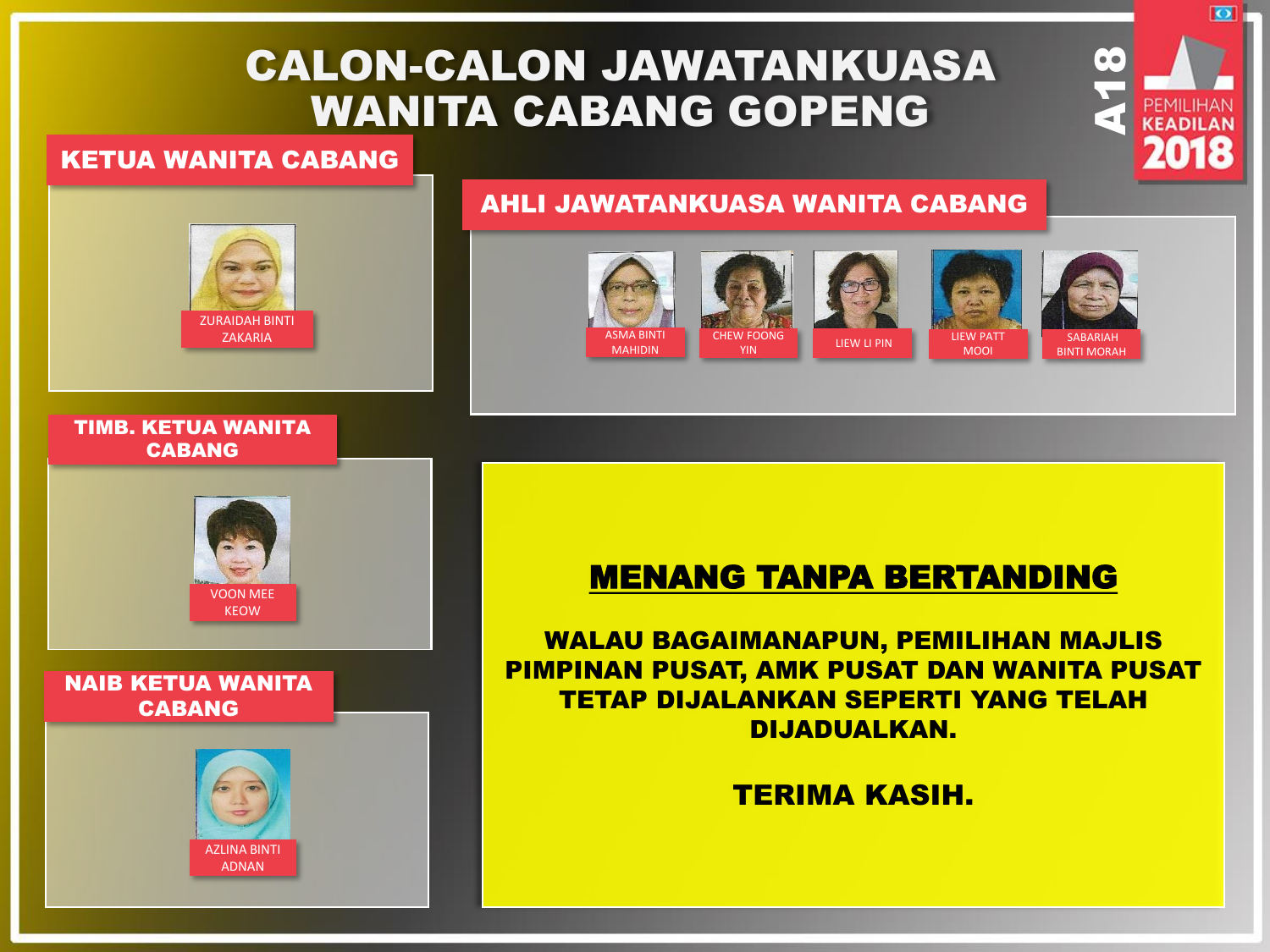# CALON-CALON JAWATANKUASA WANITA CABANG GOPENG

A18

PEMILIHAN KEADILAN 2018

## KETUA WANITA CABANG

ZURAIDAH BINTI ZAKARIA

## AHLI JAWATANKUASA WANITA CABANG

ASMA BINTI MAHIDIN

CHEW FOONG YIN

LIEW LI PIN

LIEW PATT MOOI

SABARIAH BINTI MORAH

## TIMB. KETUA WANITA CABANG

VOON MEE KEOW

## NAIB KETUA WANITA CABANG

AZLINA BINTI ADNAN

**MENANG TANPA BERTANDING**

**WALAU BAGAIMANAPUN, PEMILIHAN MAJLIS PIMPINAN PUSAT, AMK PUSAT DAN WANITA PUSAT TETAP DIJALANKAN SEPERTI YANG TELAH DIJADUALKAN.**

**TERIMA KASIH.**